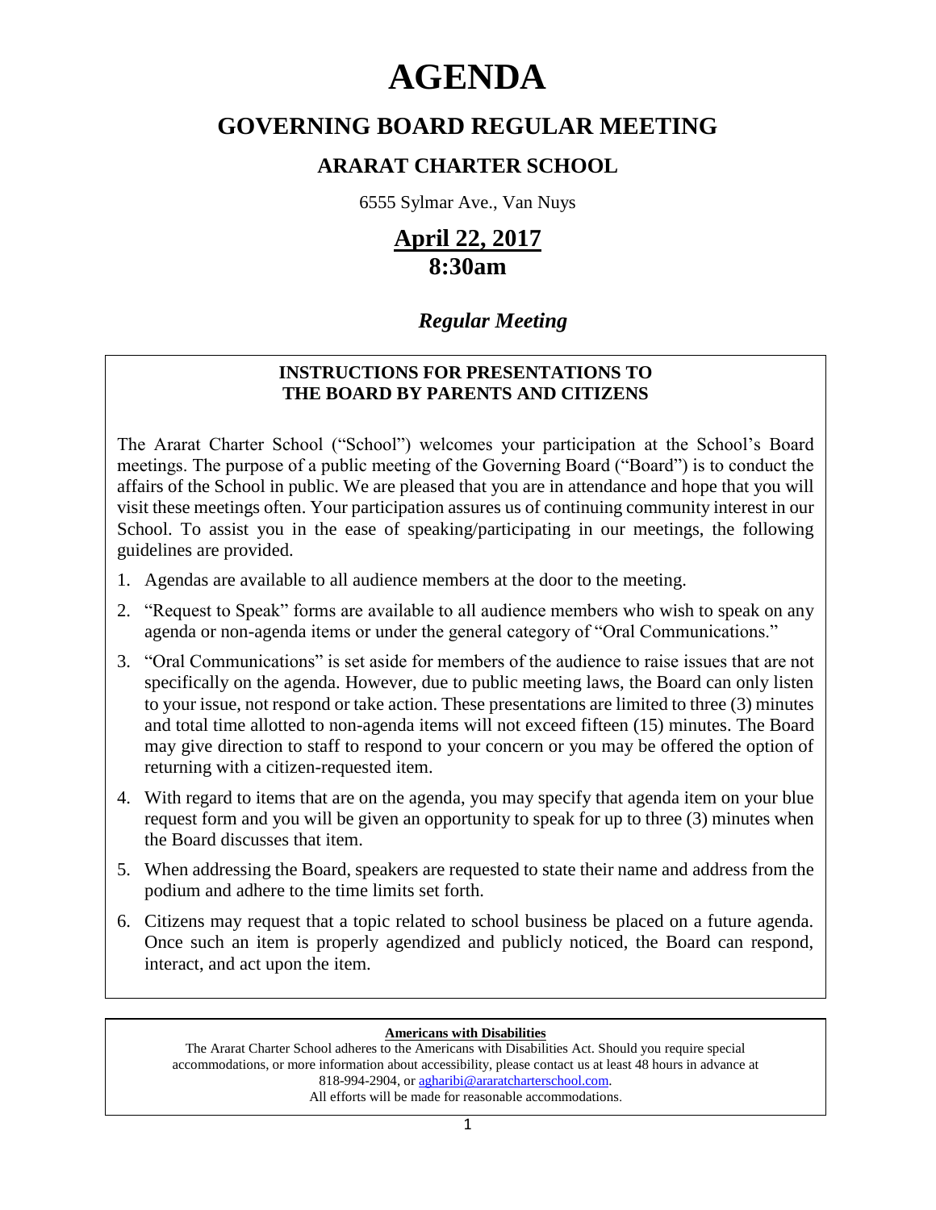# AGENDA

## GOVERNING BOARD REGULAR MEETING

### ARARAT CHARTER SCHOOL

6555 Sylmar Ave., Van Nuys

## April 22, 2017
## 8:30am

### *Regular Meeting*

**INSTRUCTIONS FOR PRESENTATIONS TO THE BOARD BY PARENTS AND CITIZENS**

The Ararat Charter School ("School") welcomes your participation at the School's Board meetings. The purpose of a public meeting of the Governing Board ("Board") is to conduct the affairs of the School in public. We are pleased that you are in attendance and hope that you will visit these meetings often. Your participation assures us of continuing community interest in our School. To assist you in the ease of speaking/participating in our meetings, the following guidelines are provided.

1. Agendas are available to all audience members at the door to the meeting.
2. "Request to Speak" forms are available to all audience members who wish to speak on any agenda or non-agenda items or under the general category of "Oral Communications."
3. "Oral Communications" is set aside for members of the audience to raise issues that are not specifically on the agenda. However, due to public meeting laws, the Board can only listen to your issue, not respond or take action. These presentations are limited to three (3) minutes and total time allotted to non-agenda items will not exceed fifteen (15) minutes. The Board may give direction to staff to respond to your concern or you may be offered the option of returning with a citizen-requested item.
4. With regard to items that are on the agenda, you may specify that agenda item on your blue request form and you will be given an opportunity to speak for up to three (3) minutes when the Board discusses that item.
5. When addressing the Board, speakers are requested to state their name and address from the podium and adhere to the time limits set forth.
6. Citizens may request that a topic related to school business be placed on a future agenda. Once such an item is properly agendized and publicly noticed, the Board can respond, interact, and act upon the item.

**Americans with Disabilities**

The Ararat Charter School adheres to the Americans with Disabilities Act. Should you require special accommodations, or more information about accessibility, please contact us at least 48 hours in advance at 818-994-2904, or agharibi@araratcharterschool.com.
All efforts will be made for reasonable accommodations.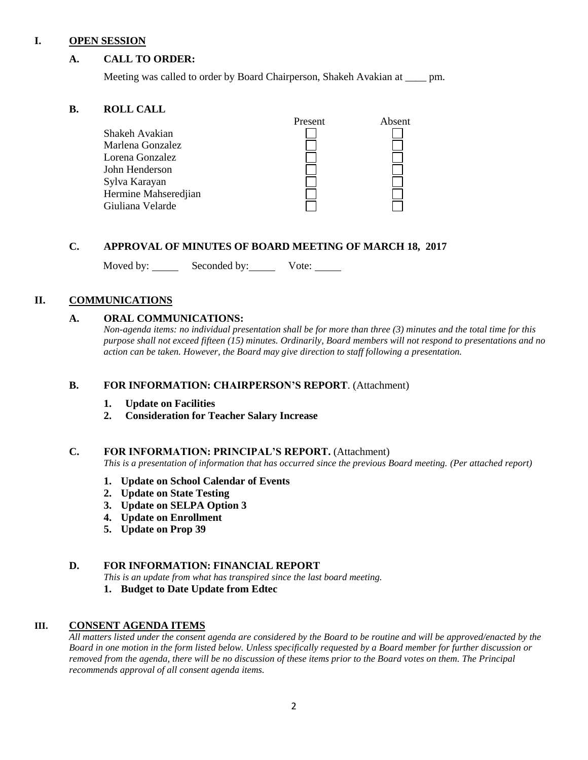## I. OPEN SESSION

### A. CALL TO ORDER:

Meeting was called to order by Board Chairperson, Shakeh Avakian at ____ pm.

### B. ROLL CALL

| | Present | Absent |
|---|---|---|
| Shakeh Avakian | ☐ | ☐ |
| Marlena Gonzalez | ☐ | ☐ |
| Lorena Gonzalez | ☐ | ☐ |
| John Henderson | ☐ | ☐ |
| Sylva Karayan | ☐ | ☐ |
| Hermine Mahseredjian | ☐ | ☐ |
| Giuliana Velarde | ☐ | ☐ |

### C. APPROVAL OF MINUTES OF BOARD MEETING OF MARCH 18, 2017

Moved by: _____ Seconded by: _____ Vote: _____

## II. COMMUNICATIONS

### A. ORAL COMMUNICATIONS:

*Non-agenda items: no individual presentation shall be for more than three (3) minutes and the total time for this purpose shall not exceed fifteen (15) minutes. Ordinarily, Board members will not respond to presentations and no action can be taken. However, the Board may give direction to staff following a presentation.*

### B. FOR INFORMATION: CHAIRPERSON'S REPORT. (Attachment)

1. **Update on Facilities**
2. **Consideration for Teacher Salary Increase**

### C. FOR INFORMATION: PRINCIPAL'S REPORT. (Attachment)

*This is a presentation of information that has occurred since the previous Board meeting. (Per attached report)*

1. **Update on School Calendar of Events**
2. **Update on State Testing**
3. **Update on SELPA Option 3**
4. **Update on Enrollment**
5. **Update on Prop 39**

### D. FOR INFORMATION: FINANCIAL REPORT

*This is an update from what has transpired since the last board meeting.*

1. **Budget to Date Update from Edtec**

## III. CONSENT AGENDA ITEMS

*All matters listed under the consent agenda are considered by the Board to be routine and will be approved/enacted by the Board in one motion in the form listed below. Unless specifically requested by a Board member for further discussion or removed from the agenda, there will be no discussion of these items prior to the Board votes on them. The Principal recommends approval of all consent agenda items.*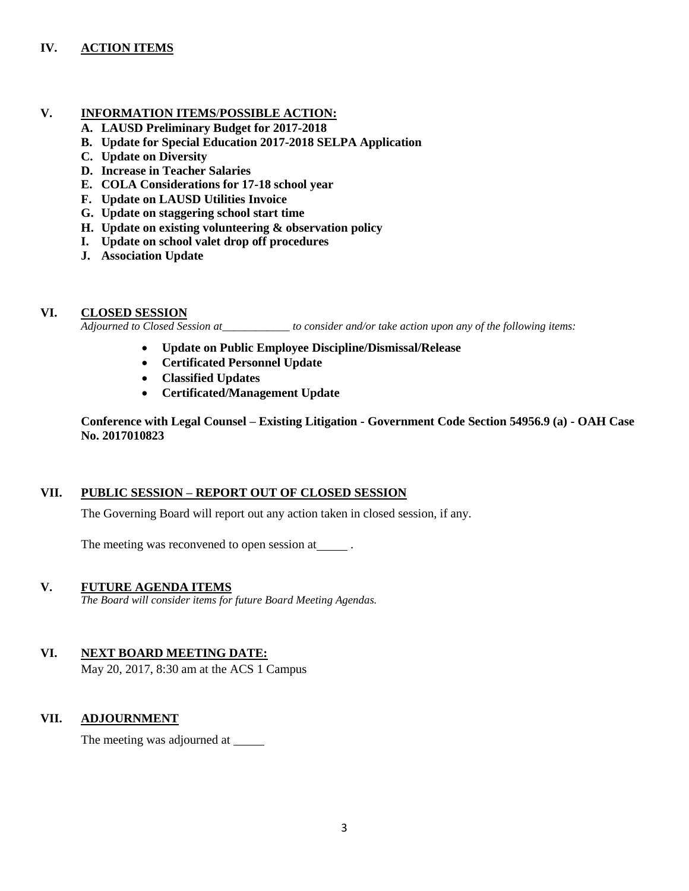## IV. ACTION ITEMS

## V. INFORMATION ITEMS/POSSIBLE ACTION:

**A. LAUSD Preliminary Budget for 2017-2018**
**B. Update for Special Education 2017-2018 SELPA Application**
**C. Update on Diversity**
**D. Increase in Teacher Salaries**
**E. COLA Considerations for 17-18 school year**
**F. Update on LAUSD Utilities Invoice**
**G. Update on staggering school start time**
**H. Update on existing volunteering & observation policy**
**I. Update on school valet drop off procedures**
**J. Association Update**

## VI. CLOSED SESSION

*Adjourned to Closed Session at____________ to consider and/or take action upon any of the following items:*

- **Update on Public Employee Discipline/Dismissal/Release**
- **Certificated Personnel Update**
- **Classified Updates**
- **Certificated/Management Update**

**Conference with Legal Counsel – Existing Litigation - Government Code Section 54956.9 (a) - OAH Case No. 2017010823**

## VII. PUBLIC SESSION – REPORT OUT OF CLOSED SESSION

The Governing Board will report out any action taken in closed session, if any.

The meeting was reconvened to open session at_____ .

## V. FUTURE AGENDA ITEMS

*The Board will consider items for future Board Meeting Agendas.*

## VI. NEXT BOARD MEETING DATE:

May 20, 2017, 8:30 am at the ACS 1 Campus

## VII. ADJOURNMENT

The meeting was adjourned at _____